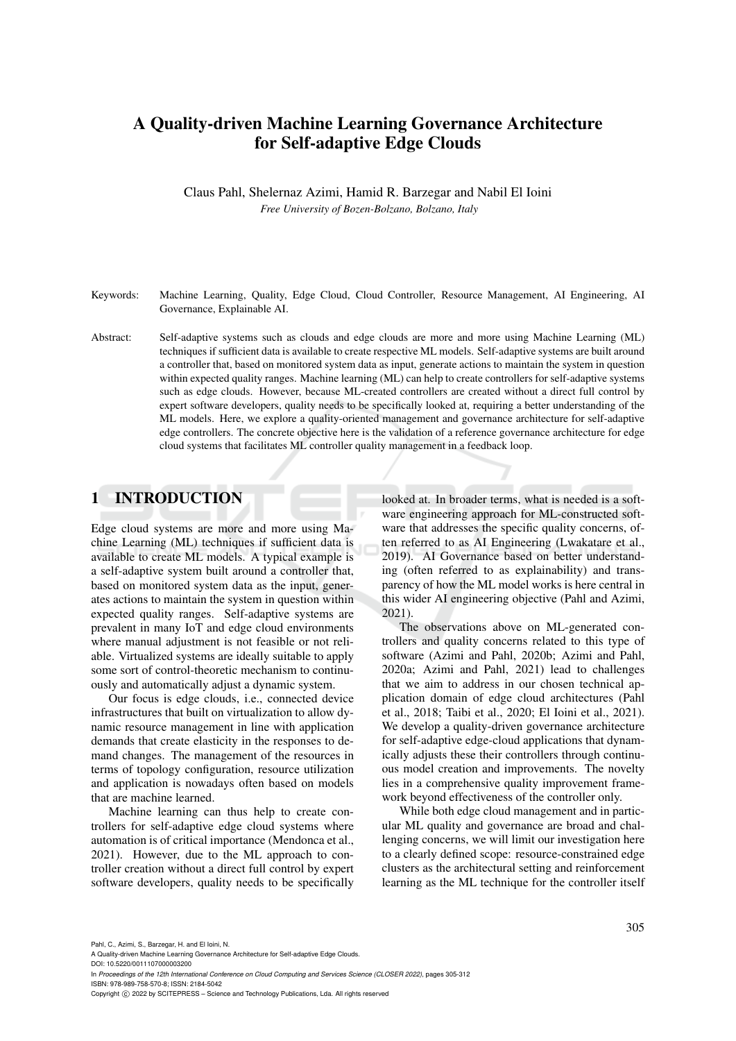# A Quality-driven Machine Learning Governance Architecture for Self-adaptive Edge Clouds

Claus Pahl, Shelernaz Azimi, Hamid R. Barzegar and Nabil El Ioini

*Free University of Bozen-Bolzano, Bolzano, Italy*

Keywords: Machine Learning, Quality, Edge Cloud, Cloud Controller, Resource Management, AI Engineering, AI Governance, Explainable AI.

Abstract: Self-adaptive systems such as clouds and edge clouds are more and more using Machine Learning (ML) techniques if sufficient data is available to create respective ML models. Self-adaptive systems are built around a controller that, based on monitored system data as input, generate actions to maintain the system in question within expected quality ranges. Machine learning (ML) can help to create controllers for self-adaptive systems such as edge clouds. However, because ML-created controllers are created without a direct full control by expert software developers, quality needs to be specifically looked at, requiring a better understanding of the ML models. Here, we explore a quality-oriented management and governance architecture for self-adaptive edge controllers. The concrete objective here is the validation of a reference governance architecture for edge cloud systems that facilitates ML controller quality management in a feedback loop.

## 1 INTRODUCTION

Edge cloud systems are more and more using Machine Learning (ML) techniques if sufficient data is available to create ML models. A typical example is a self-adaptive system built around a controller that, based on monitored system data as the input, generates actions to maintain the system in question within expected quality ranges. Self-adaptive systems are prevalent in many IoT and edge cloud environments where manual adjustment is not feasible or not reliable. Virtualized systems are ideally suitable to apply some sort of control-theoretic mechanism to continuously and automatically adjust a dynamic system.

Our focus is edge clouds, i.e., connected device infrastructures that built on virtualization to allow dynamic resource management in line with application demands that create elasticity in the responses to demand changes. The management of the resources in terms of topology configuration, resource utilization and application is nowadays often based on models that are machine learned.

Machine learning can thus help to create controllers for self-adaptive edge cloud systems where automation is of critical importance (Mendonca et al., 2021). However, due to the ML approach to controller creation without a direct full control by expert software developers, quality needs to be specifically looked at. In broader terms, what is needed is a software engineering approach for ML-constructed software that addresses the specific quality concerns, often referred to as AI Engineering (Lwakatare et al., 2019). AI Governance based on better understanding (often referred to as explainability) and transparency of how the ML model works is here central in this wider AI engineering objective (Pahl and Azimi, 2021).

The observations above on ML-generated controllers and quality concerns related to this type of software (Azimi and Pahl, 2020b; Azimi and Pahl, 2020a; Azimi and Pahl, 2021) lead to challenges that we aim to address in our chosen technical application domain of edge cloud architectures (Pahl et al., 2018; Taibi et al., 2020; El Ioini et al., 2021). We develop a quality-driven governance architecture for self-adaptive edge-cloud applications that dynamically adjusts these their controllers through continuous model creation and improvements. The novelty lies in a comprehensive quality improvement framework beyond effectiveness of the controller only.

While both edge cloud management and in particular ML quality and governance are broad and challenging concerns, we will limit our investigation here to a clearly defined scope: resource-constrained edge clusters as the architectural setting and reinforcement learning as the ML technique for the controller itself

Pahl, C., Azimi, S., Barzegar, H. and El Ioini, N.
A Quality-driven Machine Learning Governance Architecture for Self-adaptive Edge Clouds.
DOI: 10.5220/0011107000003200
In *Proceedings of the 12th International Conference on Cloud Computing and Services Science (CLOSER 2022)*, pages 305-312
ISBN: 978-989-758-570-8; ISSN: 2184-5042
Copyright © 2022 by SCITEPRESS – Science and Technology Publications, Lda. All rights reserved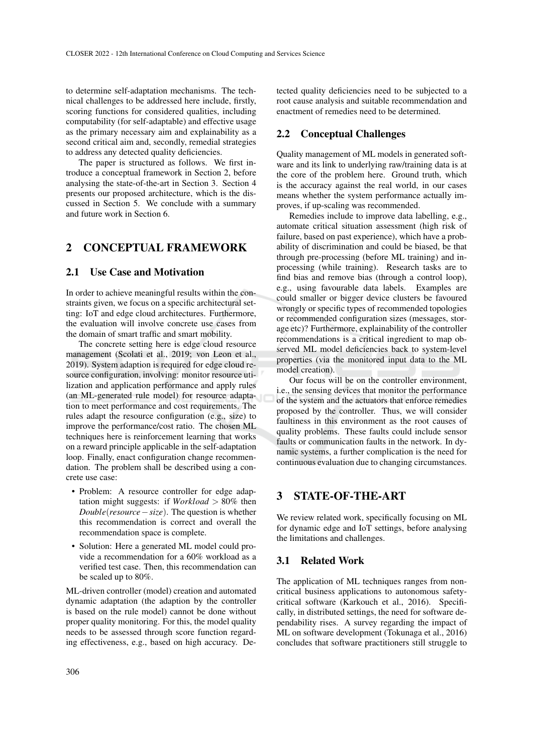to determine self-adaptation mechanisms. The technical challenges to be addressed here include, firstly, scoring functions for considered qualities, including computability (for self-adaptable) and effective usage as the primary necessary aim and explainability as a second critical aim and, secondly, remedial strategies to address any detected quality deficiencies.

The paper is structured as follows. We first introduce a conceptual framework in Section 2, before analysing the state-of-the-art in Section 3. Section 4 presents our proposed architecture, which is the discussed in Section 5. We conclude with a summary and future work in Section 6.

## 2 CONCEPTUAL FRAMEWORK

### 2.1 Use Case and Motivation

In order to achieve meaningful results within the constraints given, we focus on a specific architectural setting: IoT and edge cloud architectures. Furthermore, the evaluation will involve concrete use cases from the domain of smart traffic and smart mobility.

The concrete setting here is edge cloud resource management (Scolati et al., 2019; von Leon et al., 2019). System adaption is required for edge cloud resource configuration, involving: monitor resource utilization and application performance and apply rules (an ML-generated rule model) for resource adaptation to meet performance and cost requirements. The rules adapt the resource configuration (e.g., size) to improve the performance/cost ratio. The chosen ML techniques here is reinforcement learning that works on a reward principle applicable in the self-adaptation loop. Finally, enact configuration change recommendation. The problem shall be described using a concrete use case:

- Problem: A resource controller for edge adaptation might suggests: if $Workload > 80\%$ then $Double(resource - size)$. The question is whether this recommendation is correct and overall the recommendation space is complete.
- Solution: Here a generated ML model could provide a recommendation for a 60% workload as a verified test case. Then, this recommendation can be scaled up to 80%.

ML-driven controller (model) creation and automated dynamic adaptation (the adaption by the controller is based on the rule model) cannot be done without proper quality monitoring. For this, the model quality needs to be assessed through score function regarding effectiveness, e.g., based on high accuracy. Detected quality deficiencies need to be subjected to a root cause analysis and suitable recommendation and enactment of remedies need to be determined.

### 2.2 Conceptual Challenges

Quality management of ML models in generated software and its link to underlying raw/training data is at the core of the problem here. Ground truth, which is the accuracy against the real world, in our cases means whether the system performance actually improves, if up-scaling was recommended.

Remedies include to improve data labelling, e.g., automate critical situation assessment (high risk of failure, based on past experience), which have a probability of discrimination and could be biased, be that through pre-processing (before ML training) and in-processing (while training). Research tasks are to find bias and remove bias (through a control loop), e.g., using favourable data labels. Examples are could smaller or bigger device clusters be favoured wrongly or specific types of recommended topologies or recommended configuration sizes (messages, storage etc)? Furthermore, explainability of the controller recommendations is a critical ingredient to map observed ML model deficiencies back to system-level properties (via the monitored input data to the ML model creation).

Our focus will be on the controller environment, i.e., the sensing devices that monitor the performance of the system and the actuators that enforce remedies proposed by the controller. Thus, we will consider faultiness in this environment as the root causes of quality problems. These faults could include sensor faults or communication faults in the network. In dynamic systems, a further complication is the need for continuous evaluation due to changing circumstances.

## 3 STATE-OF-THE-ART

We review related work, specifically focusing on ML for dynamic edge and IoT settings, before analysing the limitations and challenges.

### 3.1 Related Work

The application of ML techniques ranges from non-critical business applications to autonomous safety-critical software (Karkouch et al., 2016). Specifically, in distributed settings, the need for software dependability rises. A survey regarding the impact of ML on software development (Tokunaga et al., 2016) concludes that software practitioners still struggle to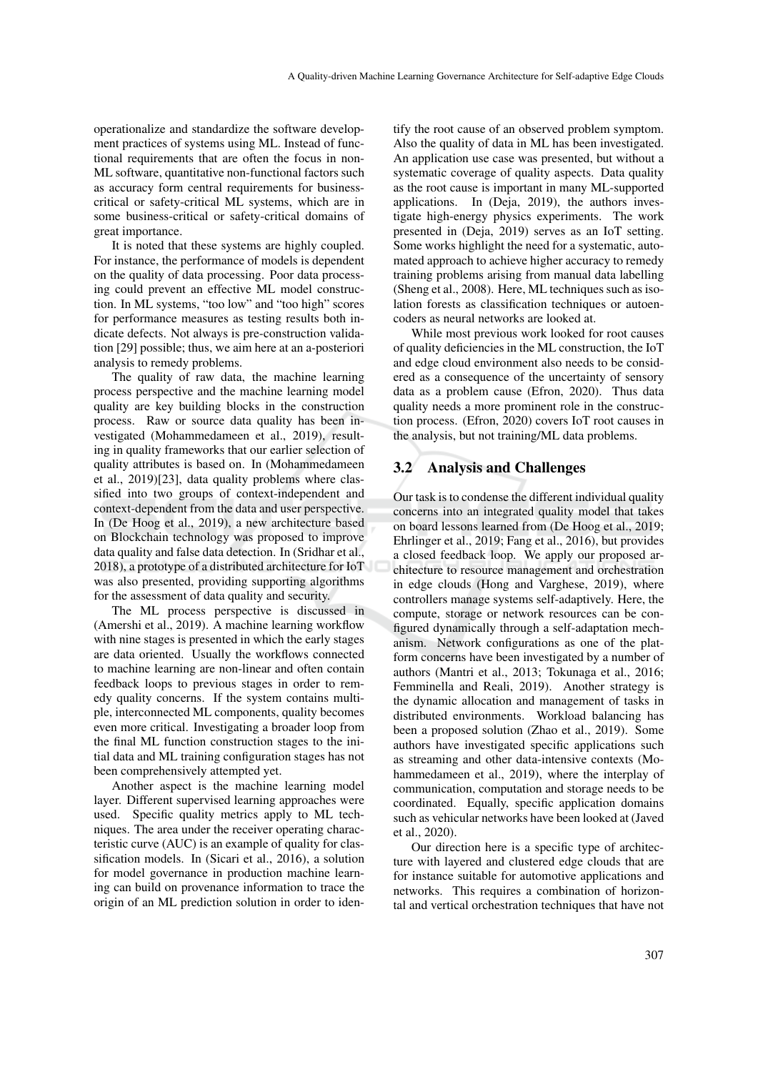operationalize and standardize the software development practices of systems using ML. Instead of functional requirements that are often the focus in non-ML software, quantitative non-functional factors such as accuracy form central requirements for business-critical or safety-critical ML systems, which are in some business-critical or safety-critical domains of great importance.

It is noted that these systems are highly coupled. For instance, the performance of models is dependent on the quality of data processing. Poor data processing could prevent an effective ML model construction. In ML systems, "too low" and "too high" scores for performance measures as testing results both indicate defects. Not always is pre-construction validation [29] possible; thus, we aim here at an a-posteriori analysis to remedy problems.

The quality of raw data, the machine learning process perspective and the machine learning model quality are key building blocks in the construction process. Raw or source data quality has been investigated (Mohammedameen et al., 2019), resulting in quality frameworks that our earlier selection of quality attributes is based on. In (Mohammedameen et al., 2019)[23], data quality problems where classified into two groups of context-independent and context-dependent from the data and user perspective. In (De Hoog et al., 2019), a new architecture based on Blockchain technology was proposed to improve data quality and false data detection. In (Sridhar et al., 2018), a prototype of a distributed architecture for IoT was also presented, providing supporting algorithms for the assessment of data quality and security.

The ML process perspective is discussed in (Amershi et al., 2019). A machine learning workflow with nine stages is presented in which the early stages are data oriented. Usually the workflows connected to machine learning are non-linear and often contain feedback loops to previous stages in order to remedy quality concerns. If the system contains multiple, interconnected ML components, quality becomes even more critical. Investigating a broader loop from the final ML function construction stages to the initial data and ML training configuration stages has not been comprehensively attempted yet.

Another aspect is the machine learning model layer. Different supervised learning approaches were used. Specific quality metrics apply to ML techniques. The area under the receiver operating characteristic curve (AUC) is an example of quality for classification models. In (Sicari et al., 2016), a solution for model governance in production machine learning can build on provenance information to trace the origin of an ML prediction solution in order to identify the root cause of an observed problem symptom. Also the quality of data in ML has been investigated. An application use case was presented, but without a systematic coverage of quality aspects. Data quality as the root cause is important in many ML-supported applications. In (Deja, 2019), the authors investigate high-energy physics experiments. The work presented in (Deja, 2019) serves as an IoT setting. Some works highlight the need for a systematic, automated approach to achieve higher accuracy to remedy training problems arising from manual data labelling (Sheng et al., 2008). Here, ML techniques such as isolation forests as classification techniques or autoencoders as neural networks are looked at.

While most previous work looked for root causes of quality deficiencies in the ML construction, the IoT and edge cloud environment also needs to be considered as a consequence of the uncertainty of sensory data as a problem cause (Efron, 2020). Thus data quality needs a more prominent role in the construction process. (Efron, 2020) covers IoT root causes in the analysis, but not training/ML data problems.

## 3.2 Analysis and Challenges

Our task is to condense the different individual quality concerns into an integrated quality model that takes on board lessons learned from (De Hoog et al., 2019; Ehrlinger et al., 2019; Fang et al., 2016), but provides a closed feedback loop. We apply our proposed architecture to resource management and orchestration in edge clouds (Hong and Varghese, 2019), where controllers manage systems self-adaptively. Here, the compute, storage or network resources can be configured dynamically through a self-adaptation mechanism. Network configurations as one of the platform concerns have been investigated by a number of authors (Mantri et al., 2013; Tokunaga et al., 2016; Femminella and Reali, 2019). Another strategy is the dynamic allocation and management of tasks in distributed environments. Workload balancing has been a proposed solution (Zhao et al., 2019). Some authors have investigated specific applications such as streaming and other data-intensive contexts (Mohammedameen et al., 2019), where the interplay of communication, computation and storage needs to be coordinated. Equally, specific application domains such as vehicular networks have been looked at (Javed et al., 2020).

Our direction here is a specific type of architecture with layered and clustered edge clouds that are for instance suitable for automotive applications and networks. This requires a combination of horizontal and vertical orchestration techniques that have not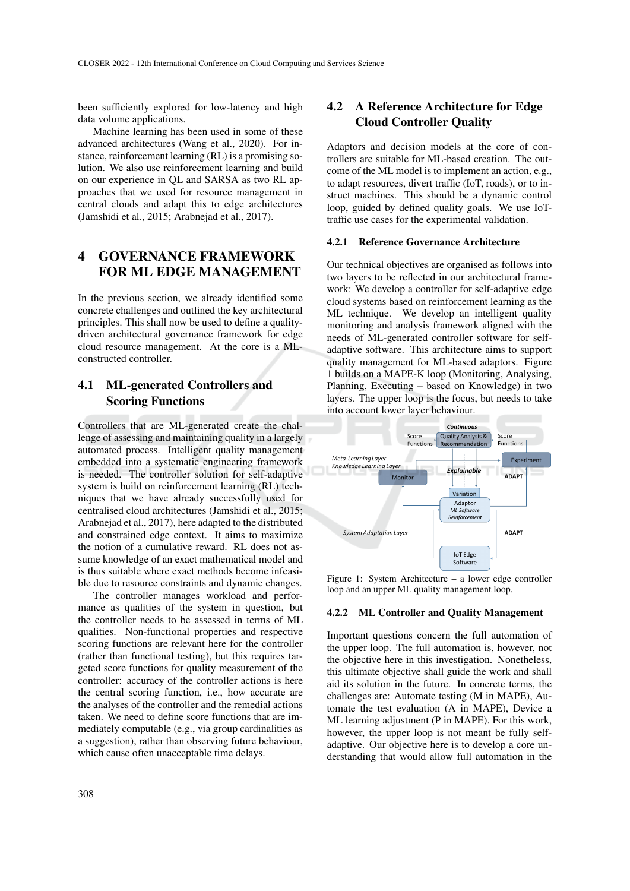been sufficiently explored for low-latency and high data volume applications.

Machine learning has been used in some of these advanced architectures (Wang et al., 2020). For instance, reinforcement learning (RL) is a promising solution. We also use reinforcement learning and build on our experience in QL and SARSA as two RL approaches that we used for resource management in central clouds and adapt this to edge architectures (Jamshidi et al., 2015; Arabnejad et al., 2017).

# 4 GOVERNANCE FRAMEWORK FOR ML EDGE MANAGEMENT

In the previous section, we already identified some concrete challenges and outlined the key architectural principles. This shall now be used to define a quality-driven architectural governance framework for edge cloud resource management. At the core is a ML-constructed controller.

## 4.1 ML-generated Controllers and Scoring Functions

Controllers that are ML-generated create the challenge of assessing and maintaining quality in a largely automated process. Intelligent quality management embedded into a systematic engineering framework is needed. The controller solution for self-adaptive system is build on reinforcement learning (RL) techniques that we have already successfully used for centralised cloud architectures (Jamshidi et al., 2015; Arabnejad et al., 2017), here adapted to the distributed and constrained edge context. It aims to maximize the notion of a cumulative reward. RL does not assume knowledge of an exact mathematical model and is thus suitable where exact methods become infeasible due to resource constraints and dynamic changes.

The controller manages workload and performance as qualities of the system in question, but the controller needs to be assessed in terms of ML qualities. Non-functional properties and respective scoring functions are relevant here for the controller (rather than functional testing), but this requires targeted score functions for quality measurement of the controller: accuracy of the controller actions is here the central scoring function, i.e., how accurate are the analyses of the controller and the remedial actions taken. We need to define score functions that are immediately computable (e.g., via group cardinalities as a suggestion), rather than observing future behaviour, which cause often unacceptable time delays.

## 4.2 A Reference Architecture for Edge Cloud Controller Quality

Adaptors and decision models at the core of controllers are suitable for ML-based creation. The outcome of the ML model is to implement an action, e.g., to adapt resources, divert traffic (IoT, roads), or to instruct machines. This should be a dynamic control loop, guided by defined quality goals. We use IoT-traffic use cases for the experimental validation.

### 4.2.1 Reference Governance Architecture

Our technical objectives are organised as follows into two layers to be reflected in our architectural framework: We develop a controller for self-adaptive edge cloud systems based on reinforcement learning as the ML technique. We develop an intelligent quality monitoring and analysis framework aligned with the needs of ML-generated controller software for self-adaptive software. This architecture aims to support quality management for ML-based adaptors. Figure 1 builds on a MAPE-K loop (Monitoring, Analysing, Planning, Executing – based on Knowledge) in two layers. The upper loop is the focus, but needs to take into account lower layer behaviour.

Figure 1: System Architecture – a lower edge controller loop and an upper ML quality management loop.

### 4.2.2 ML Controller and Quality Management

Important questions concern the full automation of the upper loop. The full automation is, however, not the objective here in this investigation. Nonetheless, this ultimate objective shall guide the work and shall aid its solution in the future. In concrete terms, the challenges are: Automate testing (M in MAPE), Automate the test evaluation (A in MAPE), Device a ML learning adjustment (P in MAPE). For this work, however, the upper loop is not meant be fully self-adaptive. Our objective here is to develop a core understanding that would allow full automation in the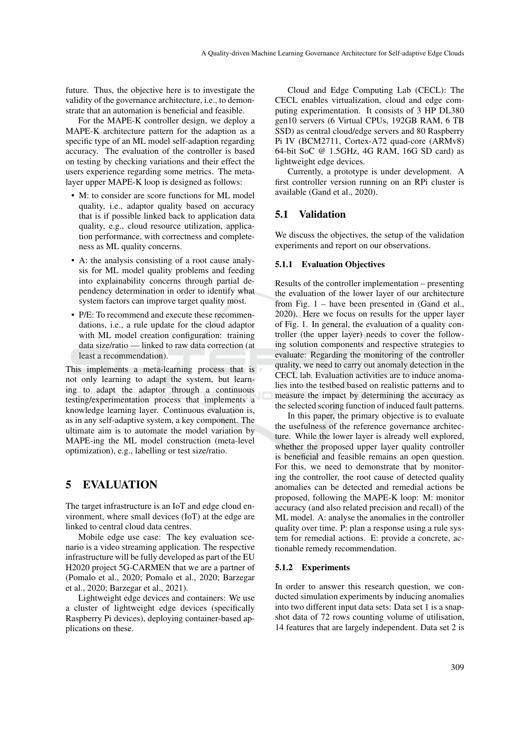future. Thus, the objective here is to investigate the validity of the governance architecture, i.e., to demonstrate that an automation is beneficial and feasible.

For the MAPE-K controller design, we deploy a MAPE-K architecture pattern for the adaption as a specific type of an ML model self-adaption regarding accuracy. The evaluation of the controller is based on testing by checking variations and their effect the users experience regarding some metrics. The meta-layer upper MAPE-K loop is designed as follows:

- M: to consider are score functions for ML model quality, i.e., adaptor quality based on accuracy that is if possible linked back to application data quality, e.g., cloud resource utilization, application performance, with correctness and completeness as ML quality concerns.
- A: the analysis consisting of a root cause analysis for ML model quality problems and feeding into explainability concerns through partial dependency determination in order to identify what system factors can improve target quality most.
- P/E: To recommend and execute these recommendations, i.e., a rule update for the cloud adaptor with ML model creation configuration: training data size/ratio — linked to raw data correction (at least a recommendation).

This implements a meta-learning process that is not only learning to adapt the system, but learning to adapt the adaptor through a continuous testing/experimentation process that implements a knowledge learning layer. Continuous evaluation is, as in any self-adaptive system, a key component. The ultimate aim is to automate the model variation by MAPE-ing the ML model construction (meta-level optimization), e.g., labelling or test size/ratio.

# 5 EVALUATION

The target infrastructure is an IoT and edge cloud environment, where small devices (IoT) at the edge are linked to central cloud data centres.

Mobile edge use case: The key evaluation scenario is a video streaming application. The respective infrastructure will be fully developed as part of the EU H2020 project 5G-CARMEN that we are a partner of (Pomalo et al., 2020; Pomalo et al., 2020; Barzegar et al., 2020; Barzegar et al., 2021).

Lightweight edge devices and containers: We use a cluster of lightweight edge devices (specifically Raspberry Pi devices), deploying container-based applications on these.

Cloud and Edge Computing Lab (CECL): The CECL enables virtualization, cloud and edge computing experimentation. It consists of 3 HP DL380 gen10 servers (6 Virtual CPUs, 192GB RAM, 6 TB SSD) as central cloud/edge servers and 80 Raspberry Pi IV (BCM2711, Cortex-A72 quad-core (ARMv8) 64-bit SoC @ 1.5GHz, 4G RAM, 16G SD card) as lightweight edge devices.

Currently, a prototype is under development. A first controller version running on an RPi cluster is available (Gand et al., 2020).

## 5.1 Validation

We discuss the objectives, the setup of the validation experiments and report on our observations.

### 5.1.1 Evaluation Objectives

Results of the controller implementation – presenting the evaluation of the lower layer of our architecture from Fig. 1 – have been presented in (Gand et al., 2020). Here we focus on results for the upper layer of Fig. 1. In general, the evaluation of a quality controller (the upper layer) needs to cover the following solution components and respective strategies to evaluate: Regarding the monitoring of the controller quality, we need to carry out anomaly detection in the CECL lab. Evaluation activities are to induce anomalies into the testbed based on realistic patterns and to measure the impact by determining the accuracy as the selected scoring function of induced fault patterns.

In this paper, the primary objective is to evaluate the usefulness of the reference governance architecture. While the lower layer is already well explored, whether the proposed upper layer quality controller is beneficial and feasible remains an open question. For this, we need to demonstrate that by monitoring the controller, the root cause of detected quality anomalies can be detected and remedial actions be proposed, following the MAPE-K loop: M: monitor accuracy (and also related precision and recall) of the ML model. A: analyse the anomalies in the controller quality over time. P: plan a response using a rule system for remedial actions. E: provide a concrete, actionable remedy recommendation.

### 5.1.2 Experiments

In order to answer this research question, we conducted simulation experiments by inducing anomalies into two different input data sets: Data set 1 is a snapshot data of 72 rows counting volume of utilisation, 14 features that are largely independent. Data set 2 is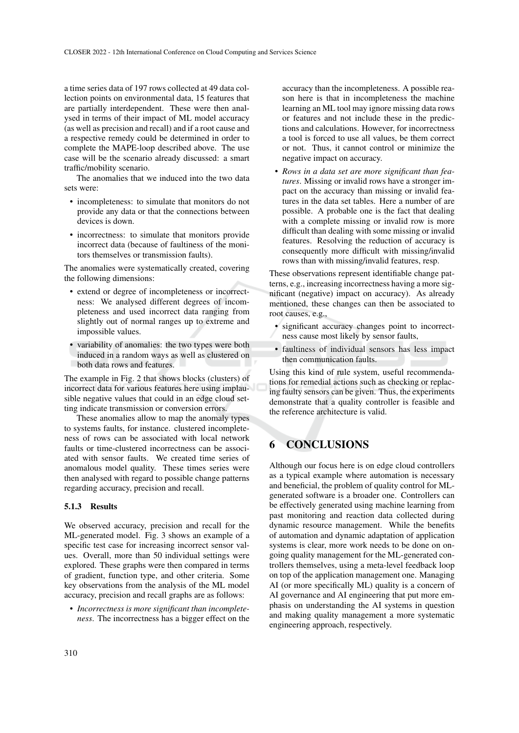a time series data of 197 rows collected at 49 data collection points on environmental data, 15 features that are partially interdependent. These were then analysed in terms of their impact of ML model accuracy (as well as precision and recall) and if a root cause and a respective remedy could be determined in order to complete the MAPE-loop described above. The use case will be the scenario already discussed: a smart traffic/mobility scenario.

The anomalies that we induced into the two data sets were:

- incompleteness: to simulate that monitors do not provide any data or that the connections between devices is down.
- incorrectness: to simulate that monitors provide incorrect data (because of faultiness of the monitors themselves or transmission faults).

The anomalies were systematically created, covering the following dimensions:

- extend or degree of incompleteness or incorrectness: We analysed different degrees of incompleteness and used incorrect data ranging from slightly out of normal ranges up to extreme and impossible values.
- variability of anomalies: the two types were both induced in a random ways as well as clustered on both data rows and features.

The example in Fig. 2 that shows blocks (clusters) of incorrect data for various features here using implausible negative values that could in an edge cloud setting indicate transmission or conversion errors.

These anomalies allow to map the anomaly types to systems faults, for instance. clustered incompleteness of rows can be associated with local network faults or time-clustered incorrectness can be associated with sensor faults. We created time series of anomalous model quality. These times series were then analysed with regard to possible change patterns regarding accuracy, precision and recall.

#### 5.1.3 Results

We observed accuracy, precision and recall for the ML-generated model. Fig. 3 shows an example of a specific test case for increasing incorrect sensor values. Overall, more than 50 individual settings were explored. These graphs were then compared in terms of gradient, function type, and other criteria. Some key observations from the analysis of the ML model accuracy, precision and recall graphs are as follows:

- *Incorrectness is more significant than incompleteness*. The incorrectness has a bigger effect on the accuracy than the incompleteness. A possible reason here is that in incompleteness the machine learning an ML tool may ignore missing data rows or features and not include these in the predictions and calculations. However, for incorrectness a tool is forced to use all values, be them correct or not. Thus, it cannot control or minimize the negative impact on accuracy.
- *Rows in a data set are more significant than features*. Missing or invalid rows have a stronger impact on the accuracy than missing or invalid features in the data set tables. Here a number of are possible. A probable one is the fact that dealing with a complete missing or invalid row is more difficult than dealing with some missing or invalid features. Resolving the reduction of accuracy is consequently more difficult with missing/invalid rows than with missing/invalid features, resp.

These observations represent identifiable change patterns, e.g., increasing incorrectness having a more significant (negative) impact on accuracy). As already mentioned, these changes can then be associated to root causes, e.g.,

- significant accuracy changes point to incorrectness cause most likely by sensor faults,
- faultiness of individual sensors has less impact then communication faults.

Using this kind of rule system, useful recommendations for remedial actions such as checking or replacing faulty sensors can be given. Thus, the experiments demonstrate that a quality controller is feasible and the reference architecture is valid.

## 6 CONCLUSIONS

Although our focus here is on edge cloud controllers as a typical example where automation is necessary and beneficial, the problem of quality control for ML-generated software is a broader one. Controllers can be effectively generated using machine learning from past monitoring and reaction data collected during dynamic resource management. While the benefits of automation and dynamic adaptation of application systems is clear, more work needs to be done on ongoing quality management for the ML-generated controllers themselves, using a meta-level feedback loop on top of the application management one. Managing AI (or more specifically ML) quality is a concern of AI governance and AI engineering that put more emphasis on understanding the AI systems in question and making quality management a more systematic engineering approach, respectively.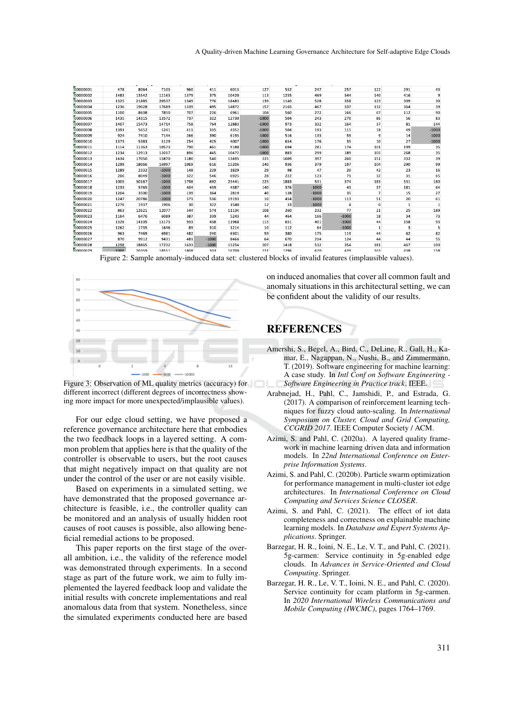| | | | | | | | | | | | | | |
|---|---|---|---|---|---|---|---|---|---|---|---|---|---|
| 00000001 | 478 | 8064 | 7103 | 960 | 411 | 6013 | 127 | 552 | 247 | 257 | 122 | 291 | 43 |
| 00000002 | 1483 | 13542 | 12163 | 1379 | 375 | 10420 | 113 | 1255 | 469 | 344 | 140 | 416 | 9 |
| 00000003 | 1325 | 21885 | 20537 | 1349 | 776 | 18483 | 139 | 1140 | 528 | 358 | 123 | 309 | 30 |
| 00000004 | 1236 | 19028 | 17689 | 1339 | 495 | 14872 | 157 | 2165 | 467 | 337 | 132 | 364 | 39 |
| 00000005 | 1100 | 8608 | 7850 | 707 | 226 | 6961 | 104 | 560 | 272 | 166 | 67 | 112 | 90 |
| 00000006 | 1435 | 14315 | 13572 | 737 | 322 | 12730 | -1000 | 504 | 243 | 270 | 86 | 56 | 83 |
| 00000007 | 1407 | 15473 | 14714 | 758 | 764 | 12883 | -1000 | 973 | 332 | 164 | 37 | 81 | 144 |
| 00000008 | 1391 | 5652 | 5241 | 411 | 335 | 4352 | -1000 | 504 | 193 | 115 | 18 | 49 | -1000 |
| 00000009 | 924 | 7410 | 7144 | 266 | 390 | 6195 | -1000 | 516 | 133 | 59 | 9 | 14 | -1000 |
| 00000010 | 1373 | 5383 | 5129 | 254 | 425 | 4007 | -1000 | 654 | 176 | 35 | 10 | 27 | -1000 |
| 00000011 | 1114 | 11363 | 10573 | 790 | 461 | 9188 | -1000 | 694 | 281 | 174 | 101 | 199 | 35 |
| 00000012 | 1234 | 12913 | 12017 | 896 | 445 | 10472 | -1000 | 883 | 299 | 189 | 105 | 268 | 35 |
| 00000013 | 1434 | 17050 | 15870 | 1180 | 540 | 13495 | 225 | 1609 | 397 | 260 | 151 | 332 | 39 |
| 00000014 | 1299 | 18066 | 16997 | 1069 | 616 | 15206 | 240 | 936 | 379 | 197 | 104 | 290 | 99 |
| 00000015 | 1289 | 2332 | -1000 | 148 | 229 | 1829 | 29 | 98 | 47 | 20 | 42 | 23 | 16 |
| 00000016 | 206 | 8049 | -1000 | 322 | 546 | 6925 | 28 | 222 | 123 | 71 | 32 | 31 | 65 |
| 00000017 | 1005 | 30167 | -1000 | 1798 | 692 | 25441 | 225 | 1883 | 531 | 374 | 183 | 531 | 180 |
| 00000018 | 1233 | 5765 | -1000 | 404 | 459 | 4387 | 140 | 376 | -1000 | 43 | 37 | 181 | 64 |
| 00000019 | 1204 | 3500 | -1000 | 139 | 364 | 2819 | 40 | 138 | -1000 | 35 | 7 | 15 | 27 |
| 00000020 | 1247 | 20786 | -1000 | 571 | 536 | 19193 | 10 | 454 | -1000 | 113 | 51 | 20 | 61 |
| 00000021 | 1276 | 1937 | 1906 | 30 | 322 | 1540 | 12 | 33 | -1000 | 4 | 0 | 1 | 1 |
| 00000022 | 863 | 12621 | 12077 | 544 | 574 | 11134 | 108 | 260 | 232 | 77 | 21 | 25 | 189 |
| 00000023 | 1164 | 6476 | 6089 | 387 | 339 | 5243 | 44 | 464 | 166 | -1000 | 18 | 34 | 73 |
| 00000024 | 1326 | 14105 | 13173 | 933 | 438 | 11968 | 115 | 651 | 401 | -1000 | 44 | 158 | 93 |
| 00000025 | 1262 | 1735 | 1646 | 89 | 310 | 1214 | 10 | 112 | 64 | -1000 | 1 | 3 | 5 |
| 00000026 | 963 | 7469 | 6981 | 482 | 240 | 6301 | 59 | 380 | 175 | 119 | 44 | 62 | 82 |
| 00000027 | 870 | 9912 | 9431 | 481 | -1000 | 8466 | 64 | 670 | 214 | 124 | 44 | 44 | 55 |
| 00000028 | 1298 | 18865 | 17232 | 1633 | -1000 | 15254 | 207 | 1418 | 532 | 354 | 181 | 467 | 100 |
| 00000029 | -1000 | 20359 | 18551 | 1808 | 333 | 16700 | 221 | 1296 | 620 | 429 | 163 | 438 | 158 |

Figure 2: Sample anomaly-induced data set: clustered blocks of invalid features (implausible values).

Figure 3: Observation of ML quality metrics (accuracy) for different incorrect (different degrees of incorrectness showing more impact for more unexpected/implausible values).

For our edge cloud setting, we have proposed a reference governance architecture here that embodies the two feedback loops in a layered setting. A common problem that applies here is that the quality of the controller is observable to users, but the root causes that might negatively impact on that quality are not under the control of the user or are not easily visible.

Based on experiments in a simulated setting, we have demonstrated that the proposed governance architecture is feasible, i.e., the controller quality can be monitored and an analysis of usually hidden root causes of root causes is possible, also allowing beneficial remedial actions to be proposed.

This paper reports on the first stage of the overall ambition, i.e., the validity of the reference model was demonstrated through experiments. In a second stage as part of the future work, we aim to fully implemented the layered feedback loop and validate the initial results with concrete implementations and real anomalous data from that system. Nonetheless, since the simulated experiments conducted here are based on induced anomalies that cover all common fault and anomaly situations in this architectural setting, we can be confident about the validity of our results.

## REFERENCES

Amershi, S., Begel, A., Bird, C., DeLine, R., Gall, H., Kamar, E., Nagappan, N., Nushi, B., and Zimmermann, T. (2019). Software engineering for machine learning: A case study. In *Intl Conf on Software Engineering - Software Engineering in Practice track*. IEEE.

Arabnejad, H., Pahl, C., Jamshidi, P., and Estrada, G. (2017). A comparison of reinforcement learning techniques for fuzzy cloud auto-scaling. In *International Symposium on Cluster, Cloud and Grid Computing, CCGRID 2017*. IEEE Computer Society / ACM.

Azimi, S. and Pahl, C. (2020a). A layered quality framework in machine learning driven data and information models. In *22nd International Conference on Enterprise Information Systems*.

Azimi, S. and Pahl, C. (2020b). Particle swarm optimization for performance management in multi-cluster iot edge architectures. In *International Conference on Cloud Computing and Services Science CLOSER*.

Azimi, S. and Pahl, C. (2021). The effect of iot data completeness and correctness on explainable machine learning models. In *Database and Expert Systems Applications*. Springer.

Barzegar, H. R., Ioini, N. E., Le, V. T., and Pahl, C. (2021). 5g-carmen: Service continuity in 5g-enabled edge clouds. In *Advances in Service-Oriented and Cloud Computing*. Springer.

Barzegar, H. R., Le, V. T., Ioini, N. E., and Pahl, C. (2020). Service continuity for ccam platform in 5g-carmen. In *2020 International Wireless Communications and Mobile Computing (IWCMC)*, pages 1764–1769.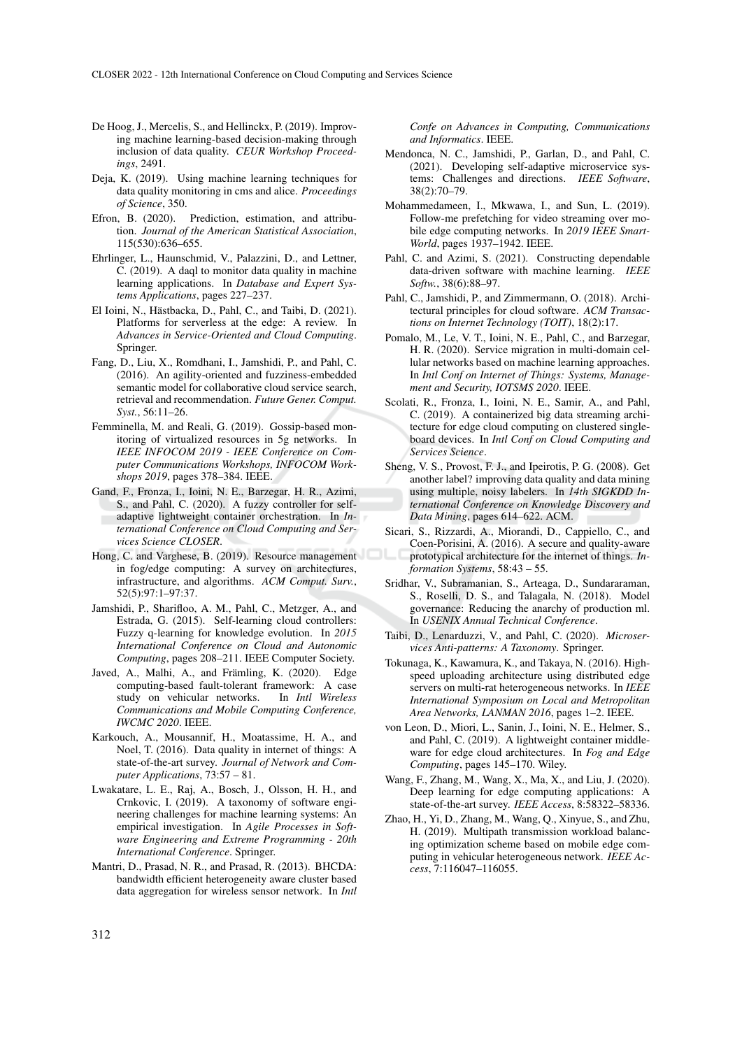De Hoog, J., Mercelis, S., and Hellinckx, P. (2019). Improving machine learning-based decision-making through inclusion of data quality. *CEUR Workshop Proceedings*, 2491.

Deja, K. (2019). Using machine learning techniques for data quality monitoring in cms and alice. *Proceedings of Science*, 350.

Efron, B. (2020). Prediction, estimation, and attribution. *Journal of the American Statistical Association*, 115(530):636–655.

Ehrlinger, L., Haunschmid, V., Palazzini, D., and Lettner, C. (2019). A daql to monitor data quality in machine learning applications. In *Database and Expert Systems Applications*, pages 227–237.

El Ioini, N., Hästbacka, D., Pahl, C., and Taibi, D. (2021). Platforms for serverless at the edge: A review. In *Advances in Service-Oriented and Cloud Computing*. Springer.

Fang, D., Liu, X., Romdhani, I., Jamshidi, P., and Pahl, C. (2016). An agility-oriented and fuzziness-embedded semantic model for collaborative cloud service search, retrieval and recommendation. *Future Gener. Comput. Syst.*, 56:11–26.

Femminella, M. and Reali, G. (2019). Gossip-based monitoring of virtualized resources in 5g networks. In *IEEE INFOCOM 2019 - IEEE Conference on Computer Communications Workshops, INFOCOM Workshops 2019*, pages 378–384. IEEE.

Gand, F., Fronza, I., Ioini, N. E., Barzegar, H. R., Azimi, S., and Pahl, C. (2020). A fuzzy controller for self-adaptive lightweight container orchestration. In *International Conference on Cloud Computing and Services Science CLOSER*.

Hong, C. and Varghese, B. (2019). Resource management in fog/edge computing: A survey on architectures, infrastructure, and algorithms. *ACM Comput. Surv.*, 52(5):97:1–97:37.

Jamshidi, P., Sharifloo, A. M., Pahl, C., Metzger, A., and Estrada, G. (2015). Self-learning cloud controllers: Fuzzy q-learning for knowledge evolution. In *2015 International Conference on Cloud and Autonomic Computing*, pages 208–211. IEEE Computer Society.

Javed, A., Malhi, A., and Främling, K. (2020). Edge computing-based fault-tolerant framework: A case study on vehicular networks. In *Intl Wireless Communications and Mobile Computing Conference, IWCMC 2020*. IEEE.

Karkouch, A., Mousannif, H., Moatassime, H. A., and Noel, T. (2016). Data quality in internet of things: A state-of-the-art survey. *Journal of Network and Computer Applications*, 73:57 – 81.

Lwakatare, L. E., Raj, A., Bosch, J., Olsson, H. H., and Crnkovic, I. (2019). A taxonomy of software engineering challenges for machine learning systems: An empirical investigation. In *Agile Processes in Software Engineering and Extreme Programming - 20th International Conference*. Springer.

Mantri, D., Prasad, N. R., and Prasad, R. (2013). BHCDA: bandwidth efficient heterogeneity aware cluster based data aggregation for wireless sensor network. In *Intl Confe on Advances in Computing, Communications and Informatics*. IEEE.

Mendonca, N. C., Jamshidi, P., Garlan, D., and Pahl, C. (2021). Developing self-adaptive microservice systems: Challenges and directions. *IEEE Software*, 38(2):70–79.

Mohammedameen, I., Mkwawa, I., and Sun, L. (2019). Follow-me prefetching for video streaming over mobile edge computing networks. In *2019 IEEE SmartWorld*, pages 1937–1942. IEEE.

Pahl, C. and Azimi, S. (2021). Constructing dependable data-driven software with machine learning. *IEEE Softw.*, 38(6):88–97.

Pahl, C., Jamshidi, P., and Zimmermann, O. (2018). Architectural principles for cloud software. *ACM Transactions on Internet Technology (TOIT)*, 18(2):17.

Pomalo, M., Le, V. T., Ioini, N. E., Pahl, C., and Barzegar, H. R. (2020). Service migration in multi-domain cellular networks based on machine learning approaches. In *Intl Conf on Internet of Things: Systems, Management and Security, IOTSMS 2020*. IEEE.

Scolati, R., Fronza, I., Ioini, N. E., Samir, A., and Pahl, C. (2019). A containerized big data streaming architecture for edge cloud computing on clustered single-board devices. In *Intl Conf on Cloud Computing and Services Science*.

Sheng, V. S., Provost, F. J., and Ipeirotis, P. G. (2008). Get another label? improving data quality and data mining using multiple, noisy labelers. In *14th SIGKDD International Conference on Knowledge Discovery and Data Mining*, pages 614–622. ACM.

Sicari, S., Rizzardi, A., Miorandi, D., Cappiello, C., and Coen-Porisini, A. (2016). A secure and quality-aware prototypical architecture for the internet of things. *Information Systems*, 58:43 – 55.

Sridhar, V., Subramanian, S., Arteaga, D., Sundararaman, S., Roselli, D. S., and Talagala, N. (2018). Model governance: Reducing the anarchy of production ml. In *USENIX Annual Technical Conference*.

Taibi, D., Lenarduzzi, V., and Pahl, C. (2020). *Microservices Anti-patterns: A Taxonomy*. Springer.

Tokunaga, K., Kawamura, K., and Takaya, N. (2016). High-speed uploading architecture using distributed edge servers on multi-rat heterogeneous networks. In *IEEE International Symposium on Local and Metropolitan Area Networks, LANMAN 2016*, pages 1–2. IEEE.

von Leon, D., Miori, L., Sanin, J., Ioini, N. E., Helmer, S., and Pahl, C. (2019). A lightweight container middleware for edge cloud architectures. In *Fog and Edge Computing*, pages 145–170. Wiley.

Wang, F., Zhang, M., Wang, X., Ma, X., and Liu, J. (2020). Deep learning for edge computing applications: A state-of-the-art survey. *IEEE Access*, 8:58322–58336.

Zhao, H., Yi, D., Zhang, M., Wang, Q., Xinyue, S., and Zhu, H. (2019). Multipath transmission workload balancing optimization scheme based on mobile edge computing in vehicular heterogeneous network. *IEEE Access*, 7:116047–116055.